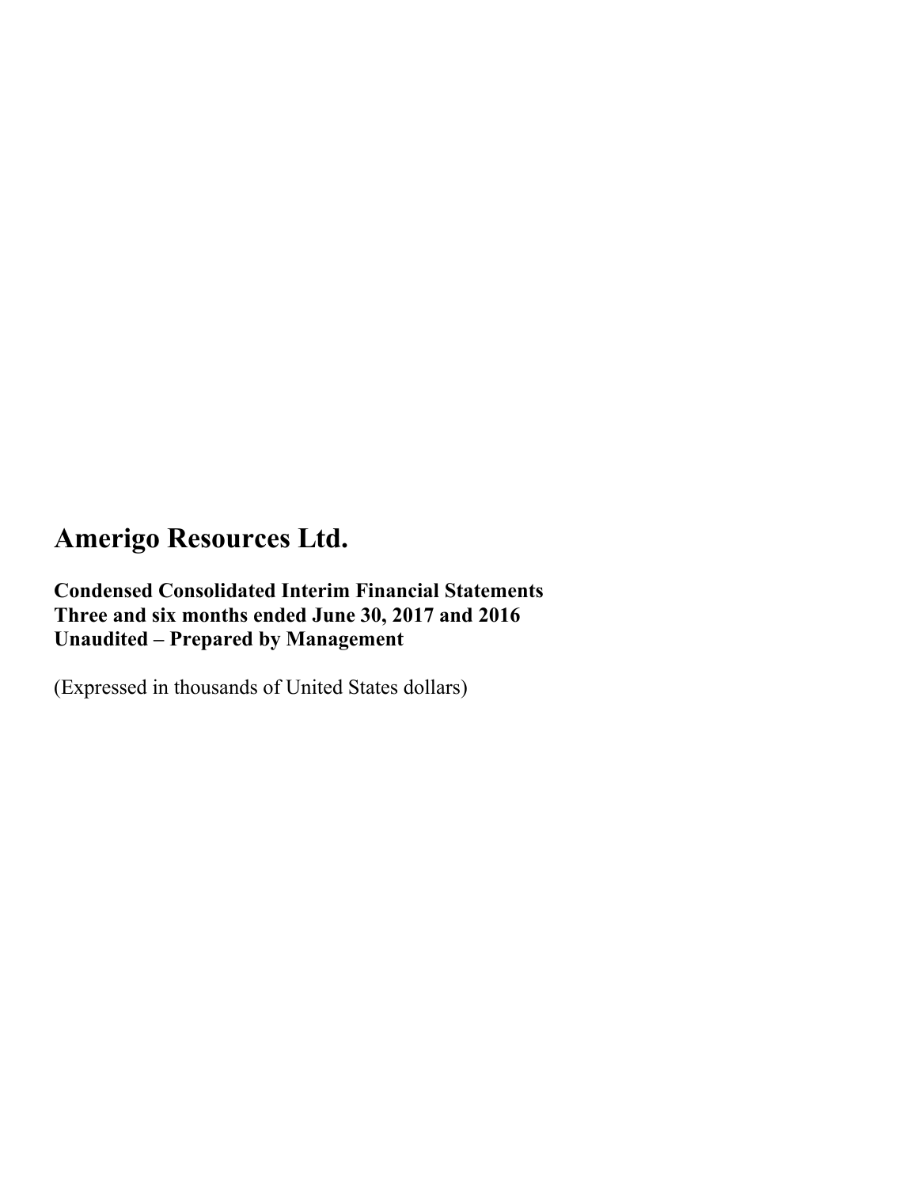# Amerigo Resources Ltd.

**Condensed Consolidated Interim Financial Statements**
**Three and six months ended June 30, 2017 and 2016**
**Unaudited – Prepared by Management**

(Expressed in thousands of United States dollars)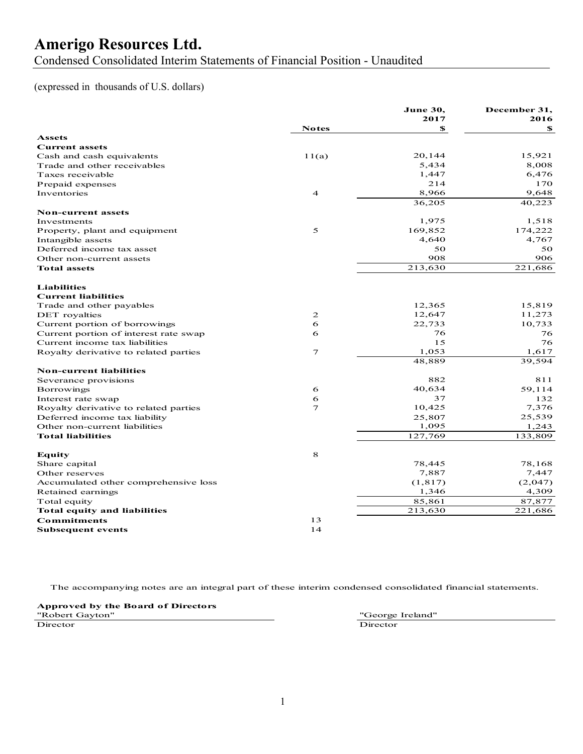# Amerigo Resources Ltd.

Condensed Consolidated Interim Statements of Financial Position - Unaudited

(expressed in thousands of U.S. dollars)

| | Notes | June 30, 2017 $ | December 31, 2016 $ |
|---|---|---|---|
| **Assets** | | | |
| **Current assets** | | | |
| Cash and cash equivalents | 11(a) | 20,144 | 15,921 |
| Trade and other receivables | | 5,434 | 8,008 |
| Taxes receivable | | 1,447 | 6,476 |
| Prepaid expenses | | 214 | 170 |
| Inventories | 4 | 8,966 | 9,648 |
| | | 36,205 | 40,223 |
| **Non-current assets** | | | |
| Investments | | 1,975 | 1,518 |
| Property, plant and equipment | 5 | 169,852 | 174,222 |
| Intangible assets | | 4,640 | 4,767 |
| Deferred income tax asset | | 50 | 50 |
| Other non-current assets | | 908 | 906 |
| **Total assets** | | 213,630 | 221,686 |
| **Liabilities** | | | |
| **Current liabilities** | | | |
| Trade and other payables | | 12,365 | 15,819 |
| DET royalties | 2 | 12,647 | 11,273 |
| Current portion of borrowings | 6 | 22,733 | 10,733 |
| Current portion of interest rate swap | 6 | 76 | 76 |
| Current income tax liabilities | | 15 | 76 |
| Royalty derivative to related parties | 7 | 1,053 | 1,617 |
| | | 48,889 | 39,594 |
| **Non-current liabilities** | | | |
| Severance provisions | | 882 | 811 |
| Borrowings | 6 | 40,634 | 59,114 |
| Interest rate swap | 6 | 37 | 132 |
| Royalty derivative to related parties | 7 | 10,425 | 7,376 |
| Deferred income tax liability | | 25,807 | 25,539 |
| Other non-current liabilities | | 1,095 | 1,243 |
| **Total liabilities** | | 127,769 | 133,809 |
| **Equity** | 8 | | |
| Share capital | | 78,445 | 78,168 |
| Other reserves | | 7,887 | 7,447 |
| Accumulated other comprehensive loss | | (1,817) | (2,047) |
| Retained earnings | | 1,346 | 4,309 |
| Total equity | | 85,861 | 87,877 |
| **Total equity and liabilities** | | 213,630 | 221,686 |
| **Commitments** | 13 | | |
| **Subsequent events** | 14 | | |

The accompanying notes are an integral part of these interim condensed consolidated financial statements.

**Approved by the Board of Directors**

"Robert Gayton"
Director

"George Ireland"
Director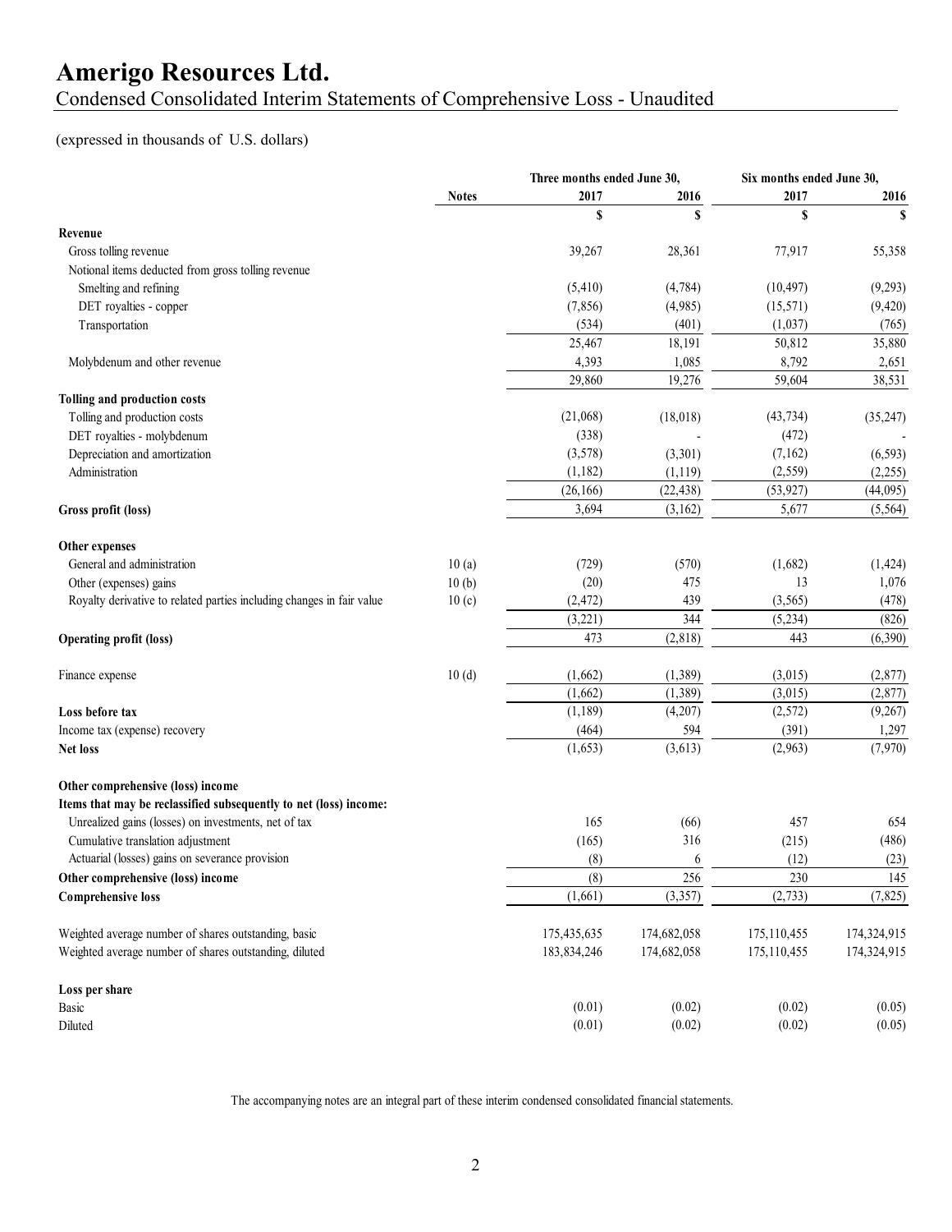# Amerigo Resources Ltd.

## Condensed Consolidated Interim Statements of Comprehensive Loss - Unaudited

(expressed in thousands of U.S. dollars)

| | Notes | Three months ended June 30, | | Six months ended June 30, | |
|---|---|---|---|---|---|
| | | 2017 | 2016 | 2017 | 2016 |
| | | $ | $ | $ | $ |
| **Revenue** | | | | | |
| Gross tolling revenue | | 39,267 | 28,361 | 77,917 | 55,358 |
| Notional items deducted from gross tolling revenue | | | | | |
| Smelting and refining | | (5,410) | (4,784) | (10,497) | (9,293) |
| DET royalties - copper | | (7,856) | (4,985) | (15,571) | (9,420) |
| Transportation | | (534) | (401) | (1,037) | (765) |
| | | 25,467 | 18,191 | 50,812 | 35,880 |
| Molybdenum and other revenue | | 4,393 | 1,085 | 8,792 | 2,651 |
| | | 29,860 | 19,276 | 59,604 | 38,531 |
| **Tolling and production costs** | | | | | |
| Tolling and production costs | | (21,068) | (18,018) | (43,734) | (35,247) |
| DET royalties - molybdenum | | (338) | - | (472) | - |
| Depreciation and amortization | | (3,578) | (3,301) | (7,162) | (6,593) |
| Administration | | (1,182) | (1,119) | (2,559) | (2,255) |
| | | (26,166) | (22,438) | (53,927) | (44,095) |
| **Gross profit (loss)** | | 3,694 | (3,162) | 5,677 | (5,564) |
| **Other expenses** | | | | | |
| General and administration | 10 (a) | (729) | (570) | (1,682) | (1,424) |
| Other (expenses) gains | 10 (b) | (20) | 475 | 13 | 1,076 |
| Royalty derivative to related parties including changes in fair value | 10 (c) | (2,472) | 439 | (3,565) | (478) |
| | | (3,221) | 344 | (5,234) | (826) |
| **Operating profit (loss)** | | 473 | (2,818) | 443 | (6,390) |
| Finance expense | 10 (d) | (1,662) | (1,389) | (3,015) | (2,877) |
| | | (1,662) | (1,389) | (3,015) | (2,877) |
| **Loss before tax** | | (1,189) | (4,207) | (2,572) | (9,267) |
| Income tax (expense) recovery | | (464) | 594 | (391) | 1,297 |
| **Net loss** | | (1,653) | (3,613) | (2,963) | (7,970) |
| **Other comprehensive (loss) income** | | | | | |
| **Items that may be reclassified subsequently to net (loss) income:** | | | | | |
| Unrealized gains (losses) on investments, net of tax | | 165 | (66) | 457 | 654 |
| Cumulative translation adjustment | | (165) | 316 | (215) | (486) |
| Actuarial (losses) gains on severance provision | | (8) | 6 | (12) | (23) |
| **Other comprehensive (loss) income** | | (8) | 256 | 230 | 145 |
| **Comprehensive loss** | | (1,661) | (3,357) | (2,733) | (7,825) |
| Weighted average number of shares outstanding, basic | | 175,435,635 | 174,682,058 | 175,110,455 | 174,324,915 |
| Weighted average number of shares outstanding, diluted | | 183,834,246 | 174,682,058 | 175,110,455 | 174,324,915 |
| **Loss per share** | | | | | |
| Basic | | (0.01) | (0.02) | (0.02) | (0.05) |
| Diluted | | (0.01) | (0.02) | (0.02) | (0.05) |

The accompanying notes are an integral part of these interim condensed consolidated financial statements.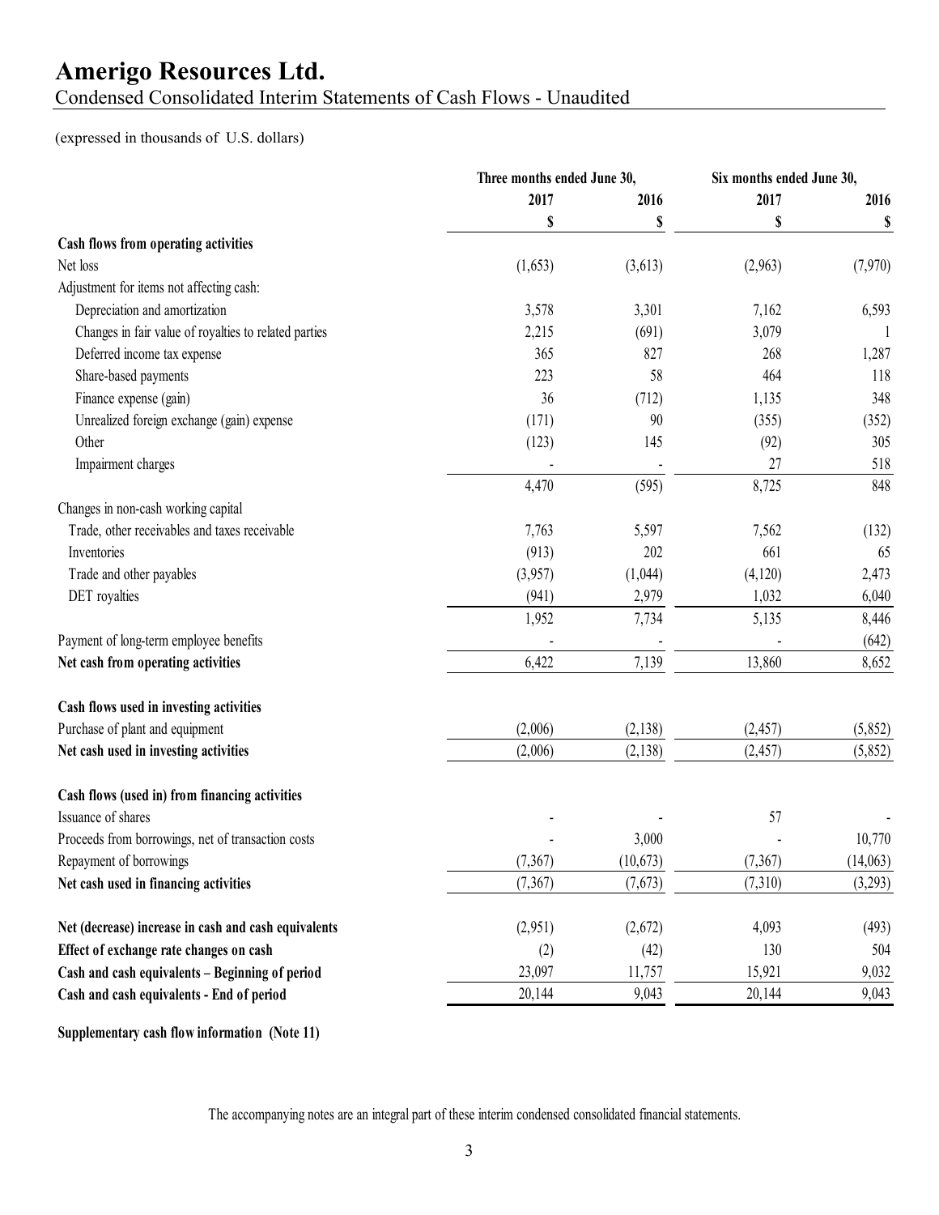# Amerigo Resources Ltd.

Condensed Consolidated Interim Statements of Cash Flows - Unaudited

(expressed in thousands of U.S. dollars)

| | Three months ended June 30, | | Six months ended June 30, | |
|---|---|---|---|---|
| | 2017 | 2016 | 2017 | 2016 |
| | $ | $ | $ | $ |
| **Cash flows from operating activities** | | | | |
| Net loss | (1,653) | (3,613) | (2,963) | (7,970) |
| Adjustment for items not affecting cash: | | | | |
| Depreciation and amortization | 3,578 | 3,301 | 7,162 | 6,593 |
| Changes in fair value of royalties to related parties | 2,215 | (691) | 3,079 | 1 |
| Deferred income tax expense | 365 | 827 | 268 | 1,287 |
| Share-based payments | 223 | 58 | 464 | 118 |
| Finance expense (gain) | 36 | (712) | 1,135 | 348 |
| Unrealized foreign exchange (gain) expense | (171) | 90 | (355) | (352) |
| Other | (123) | 145 | (92) | 305 |
| Impairment charges | - | - | 27 | 518 |
| | 4,470 | (595) | 8,725 | 848 |
| Changes in non-cash working capital | | | | |
| Trade, other receivables and taxes receivable | 7,763 | 5,597 | 7,562 | (132) |
| Inventories | (913) | 202 | 661 | 65 |
| Trade and other payables | (3,957) | (1,044) | (4,120) | 2,473 |
| DET royalties | (941) | 2,979 | 1,032 | 6,040 |
| | 1,952 | 7,734 | 5,135 | 8,446 |
| Payment of long-term employee benefits | - | - | - | (642) |
| **Net cash from operating activities** | 6,422 | 7,139 | 13,860 | 8,652 |
| | | | | |
| **Cash flows used in investing activities** | | | | |
| Purchase of plant and equipment | (2,006) | (2,138) | (2,457) | (5,852) |
| **Net cash used in investing activities** | (2,006) | (2,138) | (2,457) | (5,852) |
| | | | | |
| **Cash flows (used in) from financing activities** | | | | |
| Issuance of shares | - | - | 57 | - |
| Proceeds from borrowings, net of transaction costs | - | 3,000 | - | 10,770 |
| Repayment of borrowings | (7,367) | (10,673) | (7,367) | (14,063) |
| **Net cash used in financing activities** | (7,367) | (7,673) | (7,310) | (3,293) |
| | | | | |
| **Net (decrease) increase in cash and cash equivalents** | (2,951) | (2,672) | 4,093 | (493) |
| **Effect of exchange rate changes on cash** | (2) | (42) | 130 | 504 |
| **Cash and cash equivalents – Beginning of period** | 23,097 | 11,757 | 15,921 | 9,032 |
| **Cash and cash equivalents - End of period** | 20,144 | 9,043 | 20,144 | 9,043 |

**Supplementary cash flow information (Note 11)**

The accompanying notes are an integral part of these interim condensed consolidated financial statements.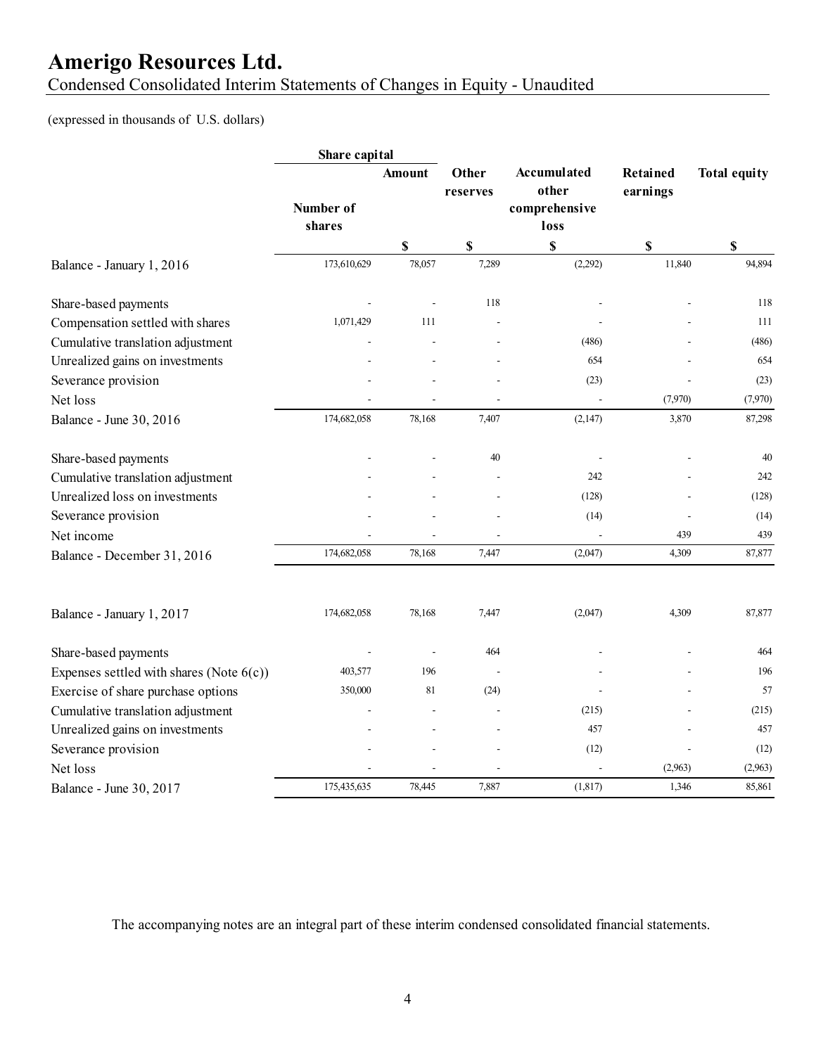# Amerigo Resources Ltd.

Condensed Consolidated Interim Statements of Changes in Equity - Unaudited

(expressed in thousands of U.S. dollars)

| | Share capital | | Other reserves | Accumulated other comprehensive loss | Retained earnings | Total equity |
|---|---|---|---|---|---|---|
| | Number of shares | Amount | | | | |
| | | $ | $ | $ | $ | $ |
| Balance - January 1, 2016 | 173,610,629 | 78,057 | 7,289 | (2,292) | 11,840 | 94,894 |
| Share-based payments | - | - | 118 | - | - | 118 |
| Compensation settled with shares | 1,071,429 | 111 | - | - | - | 111 |
| Cumulative translation adjustment | - | - | - | (486) | - | (486) |
| Unrealized gains on investments | - | - | - | 654 | - | 654 |
| Severance provision | - | - | - | (23) | - | (23) |
| Net loss | - | - | - | - | (7,970) | (7,970) |
| Balance - June 30, 2016 | 174,682,058 | 78,168 | 7,407 | (2,147) | 3,870 | 87,298 |
| Share-based payments | - | - | 40 | - | - | 40 |
| Cumulative translation adjustment | - | - | - | 242 | - | 242 |
| Unrealized loss on investments | - | - | - | (128) | - | (128) |
| Severance provision | - | - | - | (14) | - | (14) |
| Net income | - | - | - | - | 439 | 439 |
| Balance - December 31, 2016 | 174,682,058 | 78,168 | 7,447 | (2,047) | 4,309 | 87,877 |
| | | | | | | |
| Balance - January 1, 2017 | 174,682,058 | 78,168 | 7,447 | (2,047) | 4,309 | 87,877 |
| Share-based payments | - | - | 464 | - | - | 464 |
| Expenses settled with shares (Note 6(c)) | 403,577 | 196 | - | - | - | 196 |
| Exercise of share purchase options | 350,000 | 81 | (24) | - | - | 57 |
| Cumulative translation adjustment | - | - | - | (215) | - | (215) |
| Unrealized gains on investments | - | - | - | 457 | - | 457 |
| Severance provision | - | - | - | (12) | - | (12) |
| Net loss | - | - | - | - | (2,963) | (2,963) |
| Balance - June 30, 2017 | 175,435,635 | 78,445 | 7,887 | (1,817) | 1,346 | 85,861 |

The accompanying notes are an integral part of these interim condensed consolidated financial statements.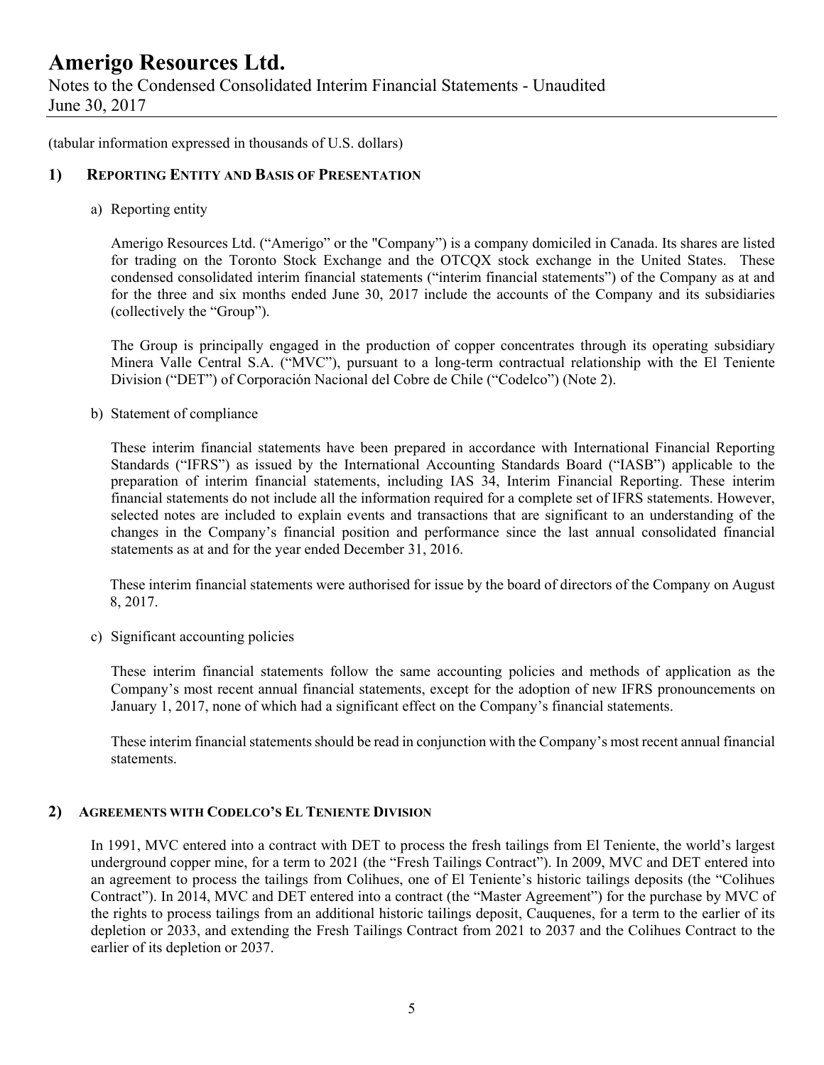(tabular information expressed in thousands of U.S. dollars)

## 1) REPORTING ENTITY AND BASIS OF PRESENTATION

a) Reporting entity

Amerigo Resources Ltd. ("Amerigo" or the "Company") is a company domiciled in Canada. Its shares are listed for trading on the Toronto Stock Exchange and the OTCQX stock exchange in the United States. These condensed consolidated interim financial statements ("interim financial statements") of the Company as at and for the three and six months ended June 30, 2017 include the accounts of the Company and its subsidiaries (collectively the "Group").

The Group is principally engaged in the production of copper concentrates through its operating subsidiary Minera Valle Central S.A. ("MVC"), pursuant to a long-term contractual relationship with the El Teniente Division ("DET") of Corporación Nacional del Cobre de Chile ("Codelco") (Note 2).

b) Statement of compliance

These interim financial statements have been prepared in accordance with International Financial Reporting Standards ("IFRS") as issued by the International Accounting Standards Board ("IASB") applicable to the preparation of interim financial statements, including IAS 34, Interim Financial Reporting. These interim financial statements do not include all the information required for a complete set of IFRS statements. However, selected notes are included to explain events and transactions that are significant to an understanding of the changes in the Company's financial position and performance since the last annual consolidated financial statements as at and for the year ended December 31, 2016.

These interim financial statements were authorised for issue by the board of directors of the Company on August 8, 2017.

c) Significant accounting policies

These interim financial statements follow the same accounting policies and methods of application as the Company's most recent annual financial statements, except for the adoption of new IFRS pronouncements on January 1, 2017, none of which had a significant effect on the Company's financial statements.

These interim financial statements should be read in conjunction with the Company's most recent annual financial statements.

## 2) AGREEMENTS WITH CODELCO'S EL TENIENTE DIVISION

In 1991, MVC entered into a contract with DET to process the fresh tailings from El Teniente, the world's largest underground copper mine, for a term to 2021 (the "Fresh Tailings Contract"). In 2009, MVC and DET entered into an agreement to process the tailings from Colihues, one of El Teniente's historic tailings deposits (the "Colihues Contract"). In 2014, MVC and DET entered into a contract (the "Master Agreement") for the purchase by MVC of the rights to process tailings from an additional historic tailings deposit, Cauquenes, for a term to the earlier of its depletion or 2033, and extending the Fresh Tailings Contract from 2021 to 2037 and the Colihues Contract to the earlier of its depletion or 2037.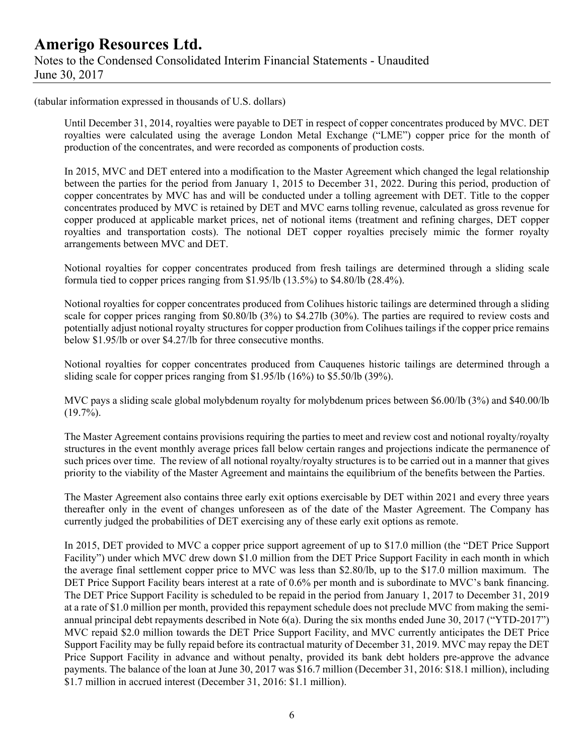(tabular information expressed in thousands of U.S. dollars)

Until December 31, 2014, royalties were payable to DET in respect of copper concentrates produced by MVC. DET royalties were calculated using the average London Metal Exchange ("LME") copper price for the month of production of the concentrates, and were recorded as components of production costs.

In 2015, MVC and DET entered into a modification to the Master Agreement which changed the legal relationship between the parties for the period from January 1, 2015 to December 31, 2022. During this period, production of copper concentrates by MVC has and will be conducted under a tolling agreement with DET. Title to the copper concentrates produced by MVC is retained by DET and MVC earns tolling revenue, calculated as gross revenue for copper produced at applicable market prices, net of notional items (treatment and refining charges, DET copper royalties and transportation costs). The notional DET copper royalties precisely mimic the former royalty arrangements between MVC and DET.

Notional royalties for copper concentrates produced from fresh tailings are determined through a sliding scale formula tied to copper prices ranging from \$1.95/lb (13.5%) to \$4.80/lb (28.4%).

Notional royalties for copper concentrates produced from Colihues historic tailings are determined through a sliding scale for copper prices ranging from \$0.80/lb (3%) to \$4.27lb (30%). The parties are required to review costs and potentially adjust notional royalty structures for copper production from Colihues tailings if the copper price remains below \$1.95/lb or over \$4.27/lb for three consecutive months.

Notional royalties for copper concentrates produced from Cauquenes historic tailings are determined through a sliding scale for copper prices ranging from \$1.95/lb (16%) to \$5.50/lb (39%).

MVC pays a sliding scale global molybdenum royalty for molybdenum prices between \$6.00/lb (3%) and \$40.00/lb (19.7%).

The Master Agreement contains provisions requiring the parties to meet and review cost and notional royalty/royalty structures in the event monthly average prices fall below certain ranges and projections indicate the permanence of such prices over time. The review of all notional royalty/royalty structures is to be carried out in a manner that gives priority to the viability of the Master Agreement and maintains the equilibrium of the benefits between the Parties.

The Master Agreement also contains three early exit options exercisable by DET within 2021 and every three years thereafter only in the event of changes unforeseen as of the date of the Master Agreement. The Company has currently judged the probabilities of DET exercising any of these early exit options as remote.

In 2015, DET provided to MVC a copper price support agreement of up to \$17.0 million (the "DET Price Support Facility") under which MVC drew down \$1.0 million from the DET Price Support Facility in each month in which the average final settlement copper price to MVC was less than \$2.80/lb, up to the \$17.0 million maximum. The DET Price Support Facility bears interest at a rate of 0.6% per month and is subordinate to MVC's bank financing. The DET Price Support Facility is scheduled to be repaid in the period from January 1, 2017 to December 31, 2019 at a rate of \$1.0 million per month, provided this repayment schedule does not preclude MVC from making the semi-annual principal debt repayments described in Note 6(a). During the six months ended June 30, 2017 ("YTD-2017") MVC repaid \$2.0 million towards the DET Price Support Facility, and MVC currently anticipates the DET Price Support Facility may be fully repaid before its contractual maturity of December 31, 2019. MVC may repay the DET Price Support Facility in advance and without penalty, provided its bank debt holders pre-approve the advance payments. The balance of the loan at June 30, 2017 was \$16.7 million (December 31, 2016: \$18.1 million), including \$1.7 million in accrued interest (December 31, 2016: \$1.1 million).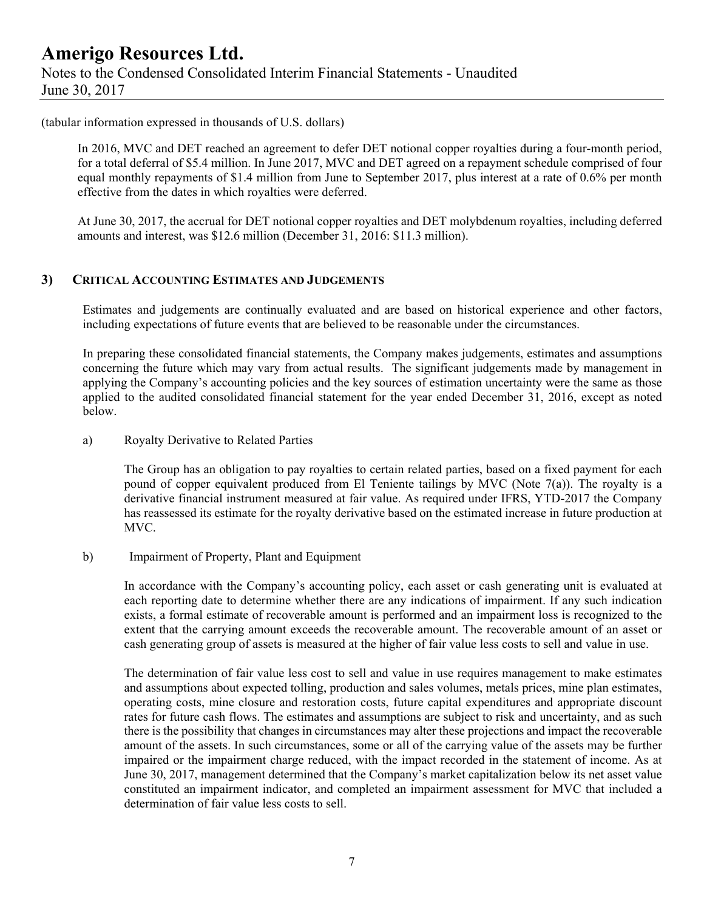(tabular information expressed in thousands of U.S. dollars)

In 2016, MVC and DET reached an agreement to defer DET notional copper royalties during a four-month period, for a total deferral of $5.4 million. In June 2017, MVC and DET agreed on a repayment schedule comprised of four equal monthly repayments of $1.4 million from June to September 2017, plus interest at a rate of 0.6% per month effective from the dates in which royalties were deferred.

At June 30, 2017, the accrual for DET notional copper royalties and DET molybdenum royalties, including deferred amounts and interest, was $12.6 million (December 31, 2016: $11.3 million).

## 3) Critical Accounting Estimates and Judgements

Estimates and judgements are continually evaluated and are based on historical experience and other factors, including expectations of future events that are believed to be reasonable under the circumstances.

In preparing these consolidated financial statements, the Company makes judgements, estimates and assumptions concerning the future which may vary from actual results. The significant judgements made by management in applying the Company's accounting policies and the key sources of estimation uncertainty were the same as those applied to the audited consolidated financial statement for the year ended December 31, 2016, except as noted below.

a) Royalty Derivative to Related Parties

The Group has an obligation to pay royalties to certain related parties, based on a fixed payment for each pound of copper equivalent produced from El Teniente tailings by MVC (Note 7(a)). The royalty is a derivative financial instrument measured at fair value. As required under IFRS, YTD-2017 the Company has reassessed its estimate for the royalty derivative based on the estimated increase in future production at MVC.

b) Impairment of Property, Plant and Equipment

In accordance with the Company's accounting policy, each asset or cash generating unit is evaluated at each reporting date to determine whether there are any indications of impairment. If any such indication exists, a formal estimate of recoverable amount is performed and an impairment loss is recognized to the extent that the carrying amount exceeds the recoverable amount. The recoverable amount of an asset or cash generating group of assets is measured at the higher of fair value less costs to sell and value in use.

The determination of fair value less cost to sell and value in use requires management to make estimates and assumptions about expected tolling, production and sales volumes, metals prices, mine plan estimates, operating costs, mine closure and restoration costs, future capital expenditures and appropriate discount rates for future cash flows. The estimates and assumptions are subject to risk and uncertainty, and as such there is the possibility that changes in circumstances may alter these projections and impact the recoverable amount of the assets. In such circumstances, some or all of the carrying value of the assets may be further impaired or the impairment charge reduced, with the impact recorded in the statement of income. As at June 30, 2017, management determined that the Company's market capitalization below its net asset value constituted an impairment indicator, and completed an impairment assessment for MVC that included a determination of fair value less costs to sell.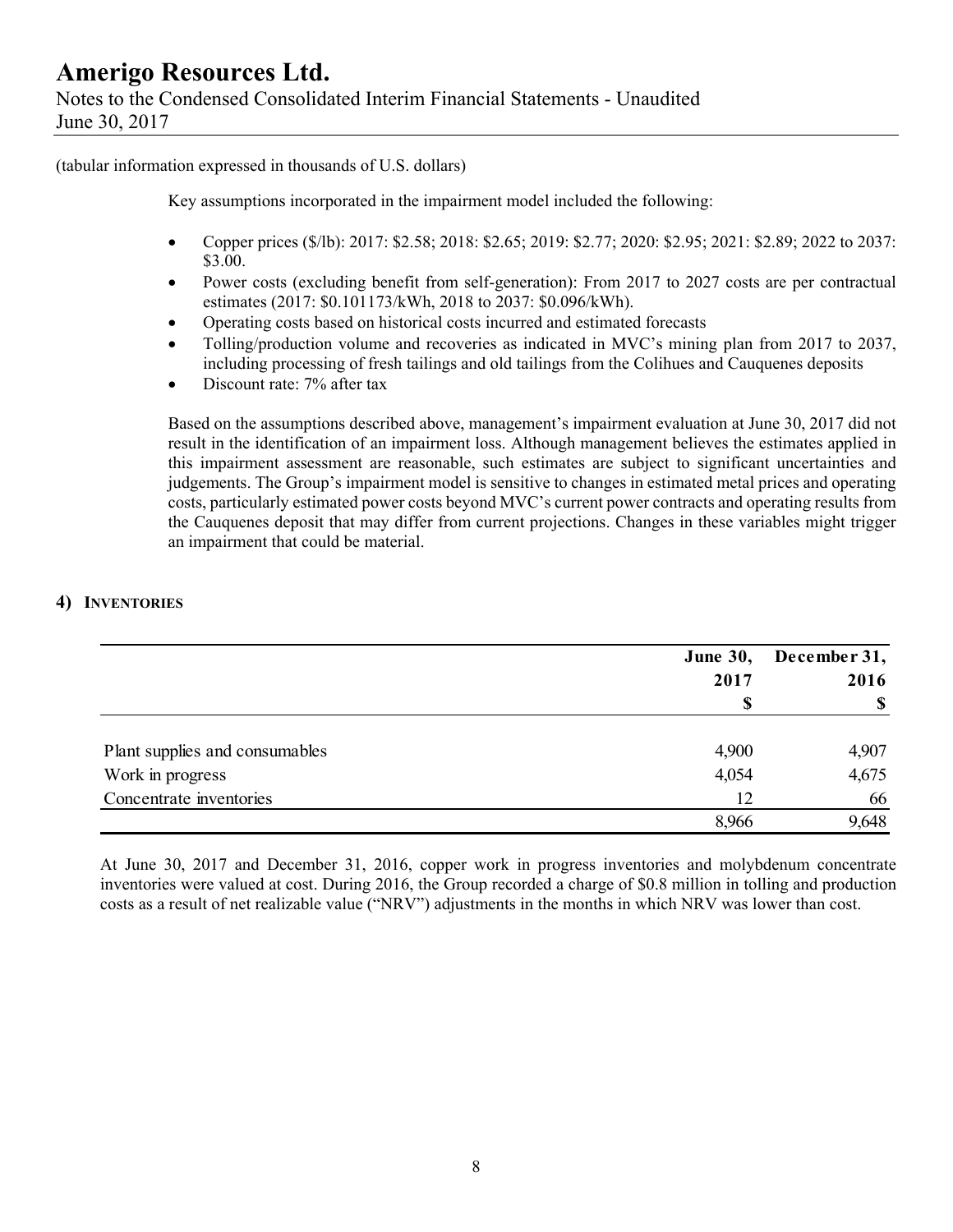(tabular information expressed in thousands of U.S. dollars)

Key assumptions incorporated in the impairment model included the following:

- Copper prices ($/lb): 2017: $2.58; 2018: $2.65; 2019: $2.77; 2020: $2.95; 2021: $2.89; 2022 to 2037: $3.00.
- Power costs (excluding benefit from self-generation): From 2017 to 2027 costs are per contractual estimates (2017: $0.101173/kWh, 2018 to 2037: $0.096/kWh).
- Operating costs based on historical costs incurred and estimated forecasts
- Tolling/production volume and recoveries as indicated in MVC's mining plan from 2017 to 2037, including processing of fresh tailings and old tailings from the Colihues and Cauquenes deposits
- Discount rate: 7% after tax

Based on the assumptions described above, management's impairment evaluation at June 30, 2017 did not result in the identification of an impairment loss. Although management believes the estimates applied in this impairment assessment are reasonable, such estimates are subject to significant uncertainties and judgements. The Group's impairment model is sensitive to changes in estimated metal prices and operating costs, particularly estimated power costs beyond MVC's current power contracts and operating results from the Cauquenes deposit that may differ from current projections. Changes in these variables might trigger an impairment that could be material.

## 4) Inventories

| | June 30, 2017 | December 31, 2016 |
|---|---|---|
| | $ | $ |
| Plant supplies and consumables | 4,900 | 4,907 |
| Work in progress | 4,054 | 4,675 |
| Concentrate inventories | 12 | 66 |
| | 8,966 | 9,648 |

At June 30, 2017 and December 31, 2016, copper work in progress inventories and molybdenum concentrate inventories were valued at cost. During 2016, the Group recorded a charge of $0.8 million in tolling and production costs as a result of net realizable value ("NRV") adjustments in the months in which NRV was lower than cost.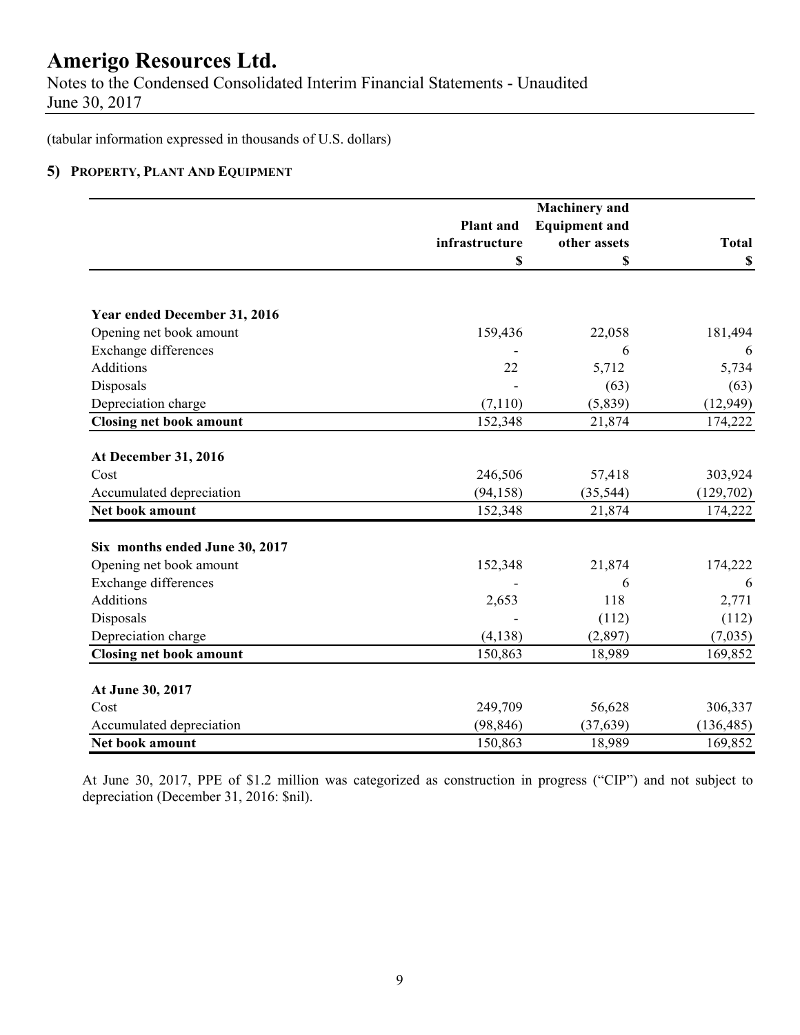# Amerigo Resources Ltd.

Notes to the Condensed Consolidated Interim Financial Statements - Unaudited
June 30, 2017

(tabular information expressed in thousands of U.S. dollars)

## 5) Property, Plant And Equipment

| | Plant and infrastructure | Machinery and Equipment and other assets | Total |
|---|---|---|---|
| | $ | $ | $ |
| **Year ended December 31, 2016** | | | |
| Opening net book amount | 159,436 | 22,058 | 181,494 |
| Exchange differences | - | 6 | 6 |
| Additions | 22 | 5,712 | 5,734 |
| Disposals | - | (63) | (63) |
| Depreciation charge | (7,110) | (5,839) | (12,949) |
| **Closing net book amount** | 152,348 | 21,874 | 174,222 |
| **At December 31, 2016** | | | |
| Cost | 246,506 | 57,418 | 303,924 |
| Accumulated depreciation | (94,158) | (35,544) | (129,702) |
| **Net book amount** | 152,348 | 21,874 | 174,222 |
| **Six months ended June 30, 2017** | | | |
| Opening net book amount | 152,348 | 21,874 | 174,222 |
| Exchange differences | - | 6 | 6 |
| Additions | 2,653 | 118 | 2,771 |
| Disposals | - | (112) | (112) |
| Depreciation charge | (4,138) | (2,897) | (7,035) |
| **Closing net book amount** | 150,863 | 18,989 | 169,852 |
| **At June 30, 2017** | | | |
| Cost | 249,709 | 56,628 | 306,337 |
| Accumulated depreciation | (98,846) | (37,639) | (136,485) |
| **Net book amount** | 150,863 | 18,989 | 169,852 |

At June 30, 2017, PPE of $1.2 million was categorized as construction in progress ("CIP") and not subject to depreciation (December 31, 2016: $nil).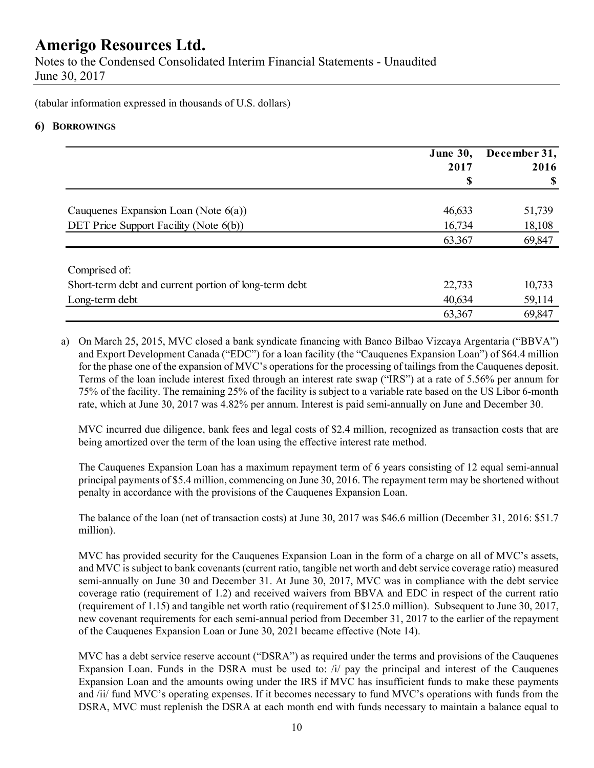(tabular information expressed in thousands of U.S. dollars)

## 6) BORROWINGS

| | June 30, 2017 $ | December 31, 2016 $ |
|---|---|---|
| Cauquenes Expansion Loan (Note 6(a)) | 46,633 | 51,739 |
| DET Price Support Facility (Note 6(b)) | 16,734 | 18,108 |
| | 63,367 | 69,847 |
| Comprised of: | | |
| Short-term debt and current portion of long-term debt | 22,733 | 10,733 |
| Long-term debt | 40,634 | 59,114 |
| | 63,367 | 69,847 |

a) On March 25, 2015, MVC closed a bank syndicate financing with Banco Bilbao Vizcaya Argentaria ("BBVA") and Export Development Canada ("EDC") for a loan facility (the "Cauquenes Expansion Loan") of $64.4 million for the phase one of the expansion of MVC's operations for the processing of tailings from the Cauquenes deposit. Terms of the loan include interest fixed through an interest rate swap ("IRS") at a rate of 5.56% per annum for 75% of the facility. The remaining 25% of the facility is subject to a variable rate based on the US Libor 6-month rate, which at June 30, 2017 was 4.82% per annum. Interest is paid semi-annually on June and December 30.

MVC incurred due diligence, bank fees and legal costs of $2.4 million, recognized as transaction costs that are being amortized over the term of the loan using the effective interest rate method.

The Cauquenes Expansion Loan has a maximum repayment term of 6 years consisting of 12 equal semi-annual principal payments of $5.4 million, commencing on June 30, 2016. The repayment term may be shortened without penalty in accordance with the provisions of the Cauquenes Expansion Loan.

The balance of the loan (net of transaction costs) at June 30, 2017 was $46.6 million (December 31, 2016: $51.7 million).

MVC has provided security for the Cauquenes Expansion Loan in the form of a charge on all of MVC's assets, and MVC is subject to bank covenants (current ratio, tangible net worth and debt service coverage ratio) measured semi-annually on June 30 and December 31. At June 30, 2017, MVC was in compliance with the debt service coverage ratio (requirement of 1.2) and received waivers from BBVA and EDC in respect of the current ratio (requirement of 1.15) and tangible net worth ratio (requirement of $125.0 million). Subsequent to June 30, 2017, new covenant requirements for each semi-annual period from December 31, 2017 to the earlier of the repayment of the Cauquenes Expansion Loan or June 30, 2021 became effective (Note 14).

MVC has a debt service reserve account ("DSRA") as required under the terms and provisions of the Cauquenes Expansion Loan. Funds in the DSRA must be used to: /i/ pay the principal and interest of the Cauquenes Expansion Loan and the amounts owing under the IRS if MVC has insufficient funds to make these payments and /ii/ fund MVC's operating expenses. If it becomes necessary to fund MVC's operations with funds from the DSRA, MVC must replenish the DSRA at each month end with funds necessary to maintain a balance equal to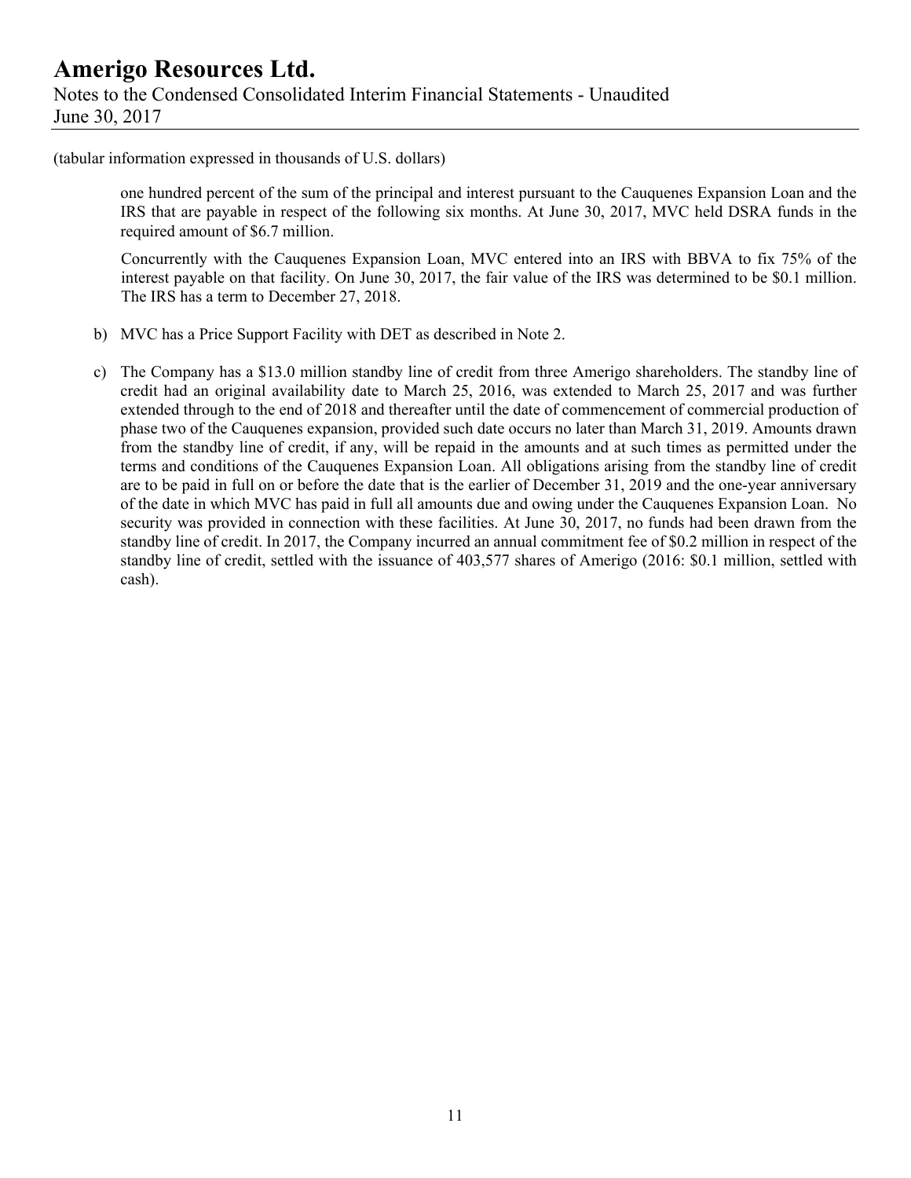(tabular information expressed in thousands of U.S. dollars)

one hundred percent of the sum of the principal and interest pursuant to the Cauquenes Expansion Loan and the IRS that are payable in respect of the following six months. At June 30, 2017, MVC held DSRA funds in the required amount of $6.7 million.

Concurrently with the Cauquenes Expansion Loan, MVC entered into an IRS with BBVA to fix 75% of the interest payable on that facility. On June 30, 2017, the fair value of the IRS was determined to be $0.1 million. The IRS has a term to December 27, 2018.

b) MVC has a Price Support Facility with DET as described in Note 2.

c) The Company has a $13.0 million standby line of credit from three Amerigo shareholders. The standby line of credit had an original availability date to March 25, 2016, was extended to March 25, 2017 and was further extended through to the end of 2018 and thereafter until the date of commencement of commercial production of phase two of the Cauquenes expansion, provided such date occurs no later than March 31, 2019. Amounts drawn from the standby line of credit, if any, will be repaid in the amounts and at such times as permitted under the terms and conditions of the Cauquenes Expansion Loan. All obligations arising from the standby line of credit are to be paid in full on or before the date that is the earlier of December 31, 2019 and the one-year anniversary of the date in which MVC has paid in full all amounts due and owing under the Cauquenes Expansion Loan. No security was provided in connection with these facilities. At June 30, 2017, no funds had been drawn from the standby line of credit. In 2017, the Company incurred an annual commitment fee of $0.2 million in respect of the standby line of credit, settled with the issuance of 403,577 shares of Amerigo (2016: $0.1 million, settled with cash).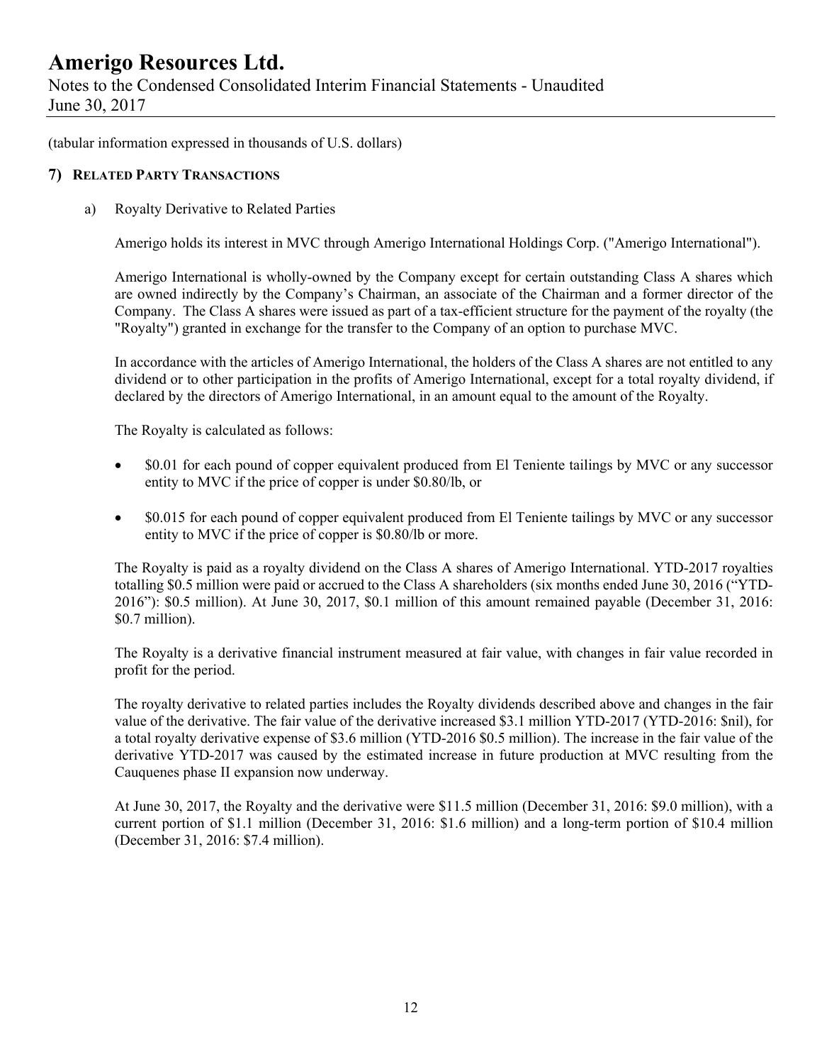(tabular information expressed in thousands of U.S. dollars)

## 7) Related Party Transactions

a) Royalty Derivative to Related Parties

Amerigo holds its interest in MVC through Amerigo International Holdings Corp. ("Amerigo International").

Amerigo International is wholly-owned by the Company except for certain outstanding Class A shares which are owned indirectly by the Company's Chairman, an associate of the Chairman and a former director of the Company. The Class A shares were issued as part of a tax-efficient structure for the payment of the royalty (the "Royalty") granted in exchange for the transfer to the Company of an option to purchase MVC.

In accordance with the articles of Amerigo International, the holders of the Class A shares are not entitled to any dividend or to other participation in the profits of Amerigo International, except for a total royalty dividend, if declared by the directors of Amerigo International, in an amount equal to the amount of the Royalty.

The Royalty is calculated as follows:

- $0.01 for each pound of copper equivalent produced from El Teniente tailings by MVC or any successor entity to MVC if the price of copper is under $0.80/lb, or
- $0.015 for each pound of copper equivalent produced from El Teniente tailings by MVC or any successor entity to MVC if the price of copper is $0.80/lb or more.

The Royalty is paid as a royalty dividend on the Class A shares of Amerigo International. YTD-2017 royalties totalling $0.5 million were paid or accrued to the Class A shareholders (six months ended June 30, 2016 ("YTD-2016"): $0.5 million). At June 30, 2017, $0.1 million of this amount remained payable (December 31, 2016: $0.7 million).

The Royalty is a derivative financial instrument measured at fair value, with changes in fair value recorded in profit for the period.

The royalty derivative to related parties includes the Royalty dividends described above and changes in the fair value of the derivative. The fair value of the derivative increased $3.1 million YTD-2017 (YTD-2016: $nil), for a total royalty derivative expense of $3.6 million (YTD-2016 $0.5 million). The increase in the fair value of the derivative YTD-2017 was caused by the estimated increase in future production at MVC resulting from the Cauquenes phase II expansion now underway.

At June 30, 2017, the Royalty and the derivative were $11.5 million (December 31, 2016: $9.0 million), with a current portion of $1.1 million (December 31, 2016: $1.6 million) and a long-term portion of $10.4 million (December 31, 2016: $7.4 million).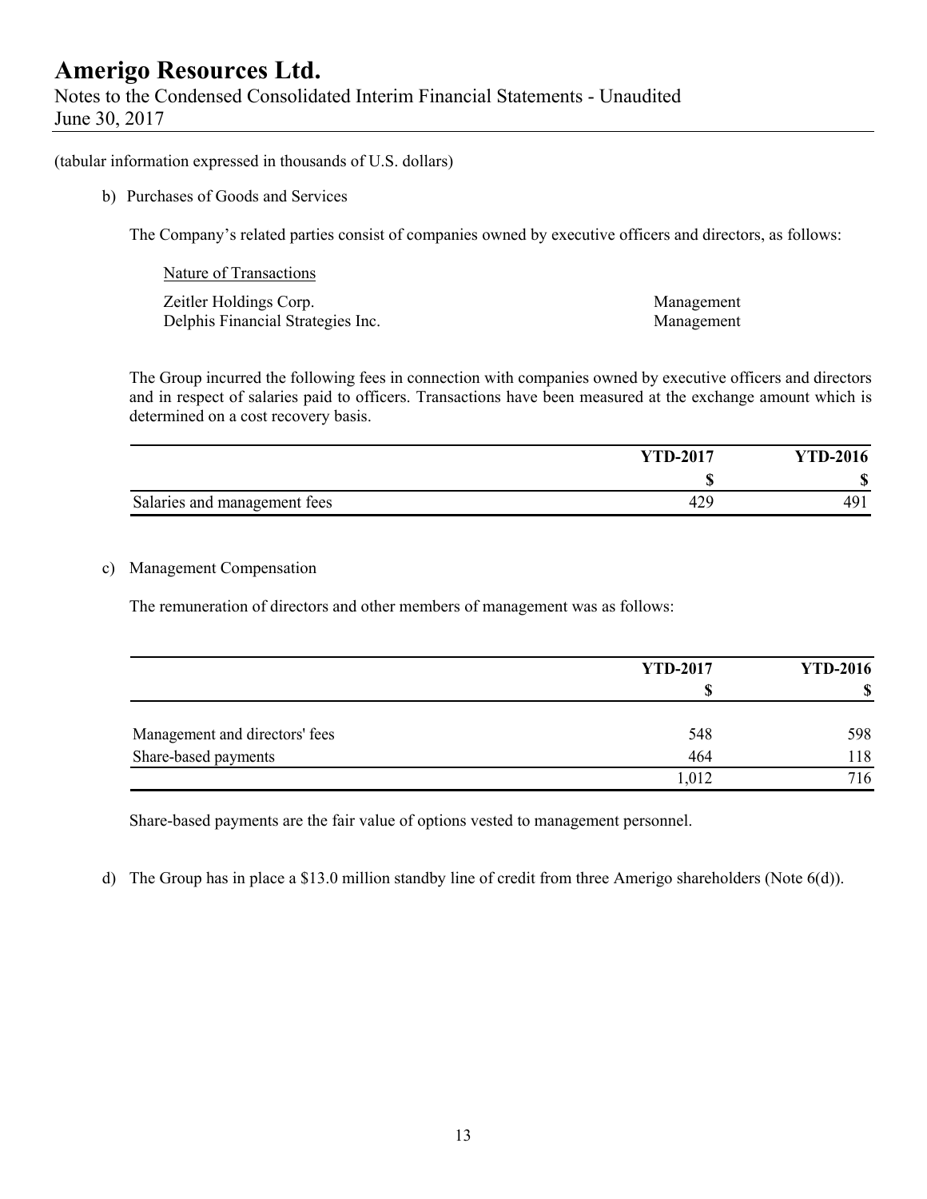(tabular information expressed in thousands of U.S. dollars)

b) Purchases of Goods and Services

The Company's related parties consist of companies owned by executive officers and directors, as follows:

| Nature of Transactions | |
|---|---|
| Zeitler Holdings Corp. | Management |
| Delphis Financial Strategies Inc. | Management |

The Group incurred the following fees in connection with companies owned by executive officers and directors and in respect of salaries paid to officers. Transactions have been measured at the exchange amount which is determined on a cost recovery basis.

| | YTD-2017 | YTD-2016 |
|---|---|---|
| | $ | $ |
| Salaries and management fees | 429 | 491 |

c) Management Compensation

The remuneration of directors and other members of management was as follows:

| | YTD-2017 | YTD-2016 |
|---|---|---|
| | $ | $ |
| Management and directors' fees | 548 | 598 |
| Share-based payments | 464 | 118 |
| | 1,012 | 716 |

Share-based payments are the fair value of options vested to management personnel.

d) The Group has in place a $13.0 million standby line of credit from three Amerigo shareholders (Note 6(d)).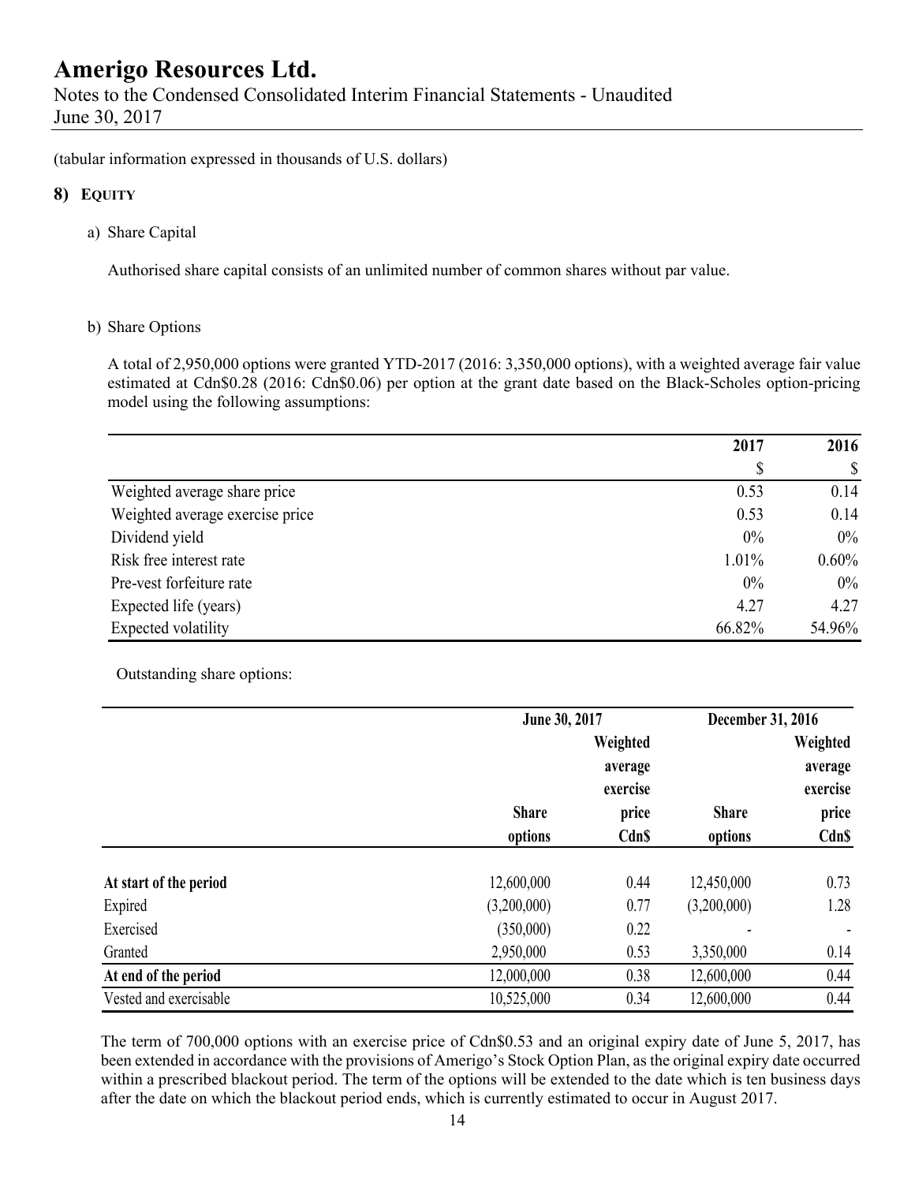# Amerigo Resources Ltd.

Notes to the Condensed Consolidated Interim Financial Statements - Unaudited
June 30, 2017

(tabular information expressed in thousands of U.S. dollars)

## 8) EQUITY

a) Share Capital

Authorised share capital consists of an unlimited number of common shares without par value.

b) Share Options

A total of 2,950,000 options were granted YTD-2017 (2016: 3,350,000 options), with a weighted average fair value estimated at Cdn$0.28 (2016: Cdn$0.06) per option at the grant date based on the Black-Scholes option-pricing model using the following assumptions:

| | 2017 | 2016 |
|---|---|---|
| | $ | $ |
| Weighted average share price | 0.53 | 0.14 |
| Weighted average exercise price | 0.53 | 0.14 |
| Dividend yield | 0% | 0% |
| Risk free interest rate | 1.01% | 0.60% |
| Pre-vest forfeiture rate | 0% | 0% |
| Expected life (years) | 4.27 | 4.27 |
| Expected volatility | 66.82% | 54.96% |

Outstanding share options:

| | June 30, 2017 | | December 31, 2016 | |
|---|---|---|---|---|
| | Share options | Weighted average exercise price Cdn$ | Share options | Weighted average exercise price Cdn$ |
| **At start of the period** | 12,600,000 | 0.44 | 12,450,000 | 0.73 |
| Expired | (3,200,000) | 0.77 | (3,200,000) | 1.28 |
| Exercised | (350,000) | 0.22 | - | - |
| Granted | 2,950,000 | 0.53 | 3,350,000 | 0.14 |
| **At end of the period** | 12,000,000 | 0.38 | 12,600,000 | 0.44 |
| Vested and exercisable | 10,525,000 | 0.34 | 12,600,000 | 0.44 |

The term of 700,000 options with an exercise price of Cdn$0.53 and an original expiry date of June 5, 2017, has been extended in accordance with the provisions of Amerigo's Stock Option Plan, as the original expiry date occurred within a prescribed blackout period. The term of the options will be extended to the date which is ten business days after the date on which the blackout period ends, which is currently estimated to occur in August 2017.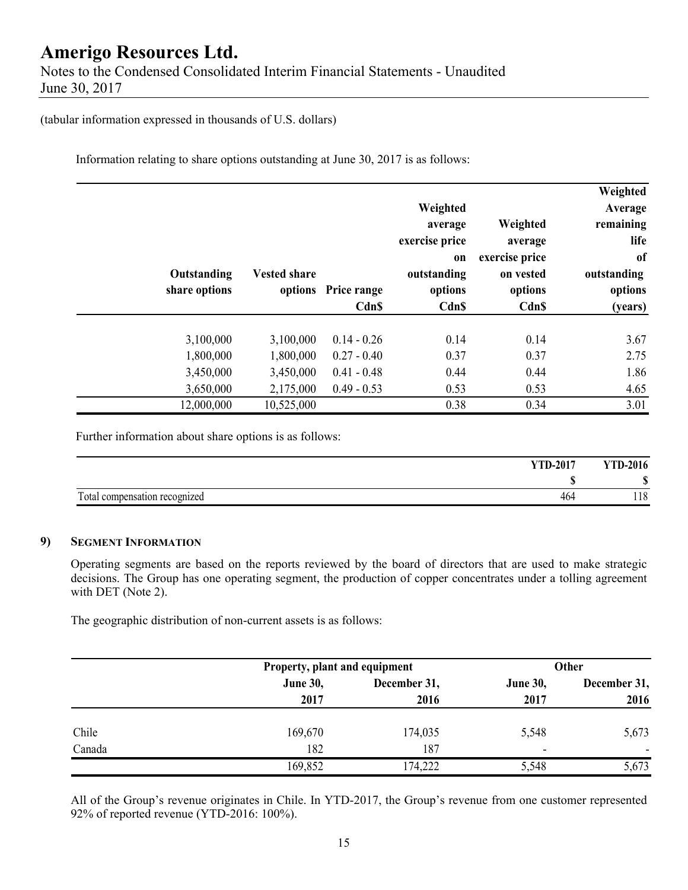(tabular information expressed in thousands of U.S. dollars)

Information relating to share options outstanding at June 30, 2017 is as follows:

| Outstanding share options | Vested share options | Price range Cdn$ | Weighted average exercise price on outstanding options Cdn$ | Weighted average exercise price on vested options Cdn$ | Weighted Average remaining life of outstanding options (years) |
|---|---|---|---|---|---|
| 3,100,000 | 3,100,000 | 0.14 - 0.26 | 0.14 | 0.14 | 3.67 |
| 1,800,000 | 1,800,000 | 0.27 - 0.40 | 0.37 | 0.37 | 2.75 |
| 3,450,000 | 3,450,000 | 0.41 - 0.48 | 0.44 | 0.44 | 1.86 |
| 3,650,000 | 2,175,000 | 0.49 - 0.53 | 0.53 | 0.53 | 4.65 |
| 12,000,000 | 10,525,000 | | 0.38 | 0.34 | 3.01 |

Further information about share options is as follows:

| | YTD-2017 | YTD-2016 |
|---|---|---|
| | $ | $ |
| Total compensation recognized | 464 | 118 |

## 9) Segment Information

Operating segments are based on the reports reviewed by the board of directors that are used to make strategic decisions. The Group has one operating segment, the production of copper concentrates under a tolling agreement with DET (Note 2).

The geographic distribution of non-current assets is as follows:

| | Property, plant and equipment | | Other | |
|---|---|---|---|---|
| | June 30, 2017 | December 31, 2016 | June 30, 2017 | December 31, 2016 |
| Chile | 169,670 | 174,035 | 5,548 | 5,673 |
| Canada | 182 | 187 | - | - |
| | 169,852 | 174,222 | 5,548 | 5,673 |

All of the Group's revenue originates in Chile. In YTD-2017, the Group's revenue from one customer represented 92% of reported revenue (YTD-2016: 100%).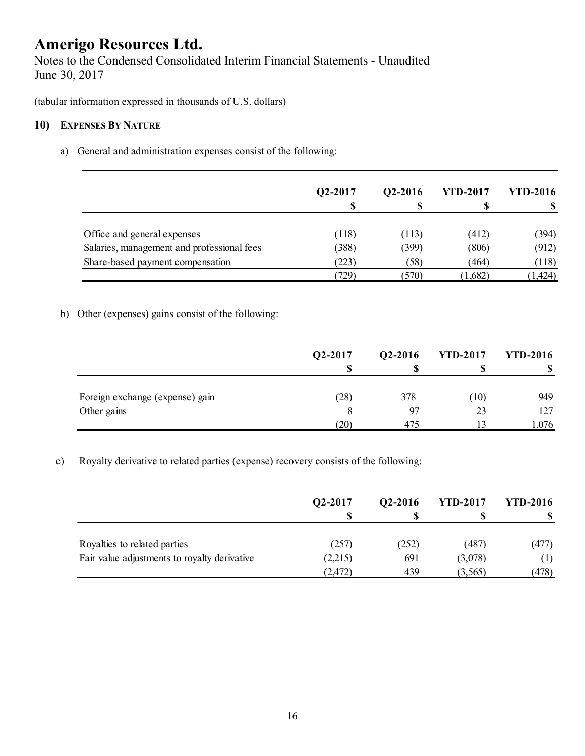(tabular information expressed in thousands of U.S. dollars)

## 10) EXPENSES BY NATURE

a) General and administration expenses consist of the following:

| | Q2-2017 $ | Q2-2016 $ | YTD-2017 $ | YTD-2016 $ |
|---|---|---|---|---|
| Office and general expenses | (118) | (113) | (412) | (394) |
| Salaries, management and professional fees | (388) | (399) | (806) | (912) |
| Share-based payment compensation | (223) | (58) | (464) | (118) |
| | (729) | (570) | (1,682) | (1,424) |

b) Other (expenses) gains consist of the following:

| | Q2-2017 $ | Q2-2016 $ | YTD-2017 $ | YTD-2016 $ |
|---|---|---|---|---|
| Foreign exchange (expense) gain | (28) | 378 | (10) | 949 |
| Other gains | 8 | 97 | 23 | 127 |
| | (20) | 475 | 13 | 1,076 |

c) Royalty derivative to related parties (expense) recovery consists of the following:

| | Q2-2017 $ | Q2-2016 $ | YTD-2017 $ | YTD-2016 $ |
|---|---|---|---|---|
| Royalties to related parties | (257) | (252) | (487) | (477) |
| Fair value adjustments to royalty derivative | (2,215) | 691 | (3,078) | (1) |
| | (2,472) | 439 | (3,565) | (478) |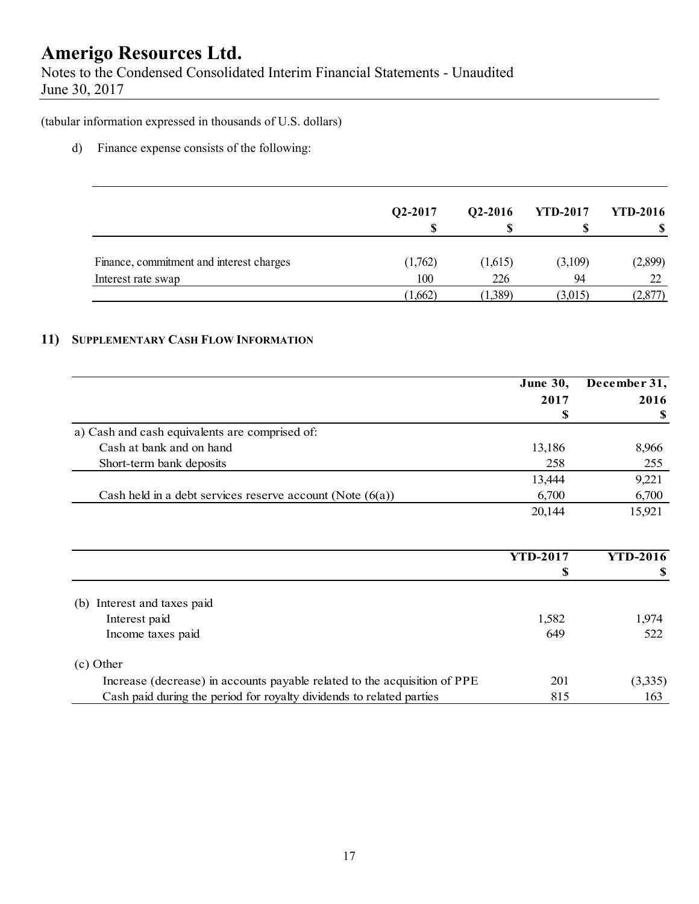(tabular information expressed in thousands of U.S. dollars)

d) Finance expense consists of the following:

| | Q2-2017<br>$ | Q2-2016<br>$ | YTD-2017<br>$ | YTD-2016<br>$ |
|---|---|---|---|---|
| Finance, commitment and interest charges | (1,762) | (1,615) | (3,109) | (2,899) |
| Interest rate swap | 100 | 226 | 94 | 22 |
| | (1,662) | (1,389) | (3,015) | (2,877) |

## 11) SUPPLEMENTARY CASH FLOW INFORMATION

| | June 30, 2017<br>$ | December 31, 2016<br>$ |
|---|---|---|
| a) Cash and cash equivalents are comprised of: | | |
| Cash at bank and on hand | 13,186 | 8,966 |
| Short-term bank deposits | 258 | 255 |
| | 13,444 | 9,221 |
| Cash held in a debt services reserve account (Note (6(a)) | 6,700 | 6,700 |
| | 20,144 | 15,921 |

| | YTD-2017<br>$ | YTD-2016<br>$ |
|---|---|---|
| (b) Interest and taxes paid | | |
| Interest paid | 1,582 | 1,974 |
| Income taxes paid | 649 | 522 |
| (c) Other | | |
| Increase (decrease) in accounts payable related to the acquisition of PPE | 201 | (3,335) |
| Cash paid during the period for royalty dividends to related parties | 815 | 163 |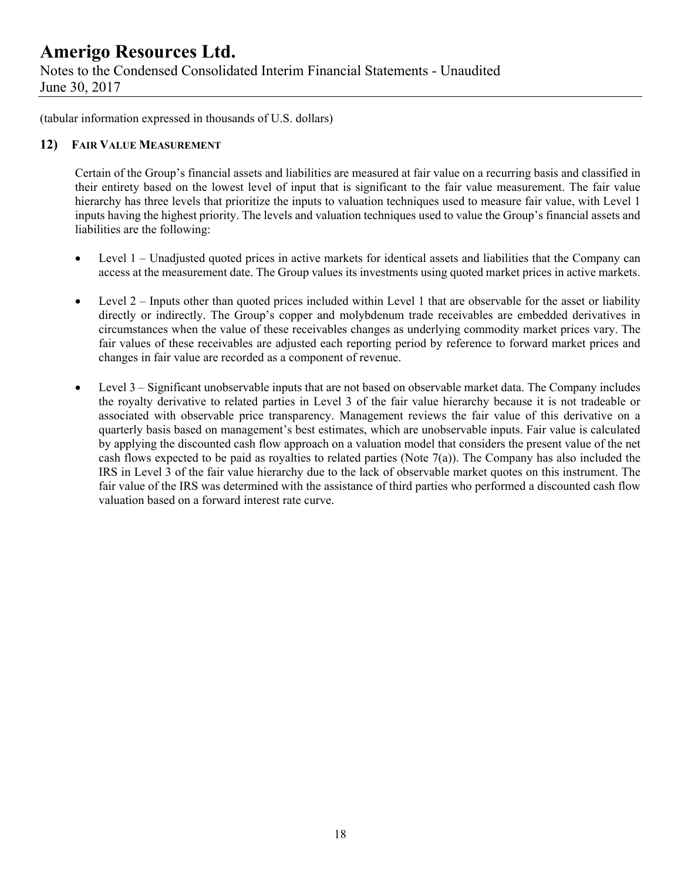(tabular information expressed in thousands of U.S. dollars)

## 12) FAIR VALUE MEASUREMENT

Certain of the Group's financial assets and liabilities are measured at fair value on a recurring basis and classified in their entirety based on the lowest level of input that is significant to the fair value measurement. The fair value hierarchy has three levels that prioritize the inputs to valuation techniques used to measure fair value, with Level 1 inputs having the highest priority. The levels and valuation techniques used to value the Group's financial assets and liabilities are the following:

- Level 1 – Unadjusted quoted prices in active markets for identical assets and liabilities that the Company can access at the measurement date. The Group values its investments using quoted market prices in active markets.

- Level 2 – Inputs other than quoted prices included within Level 1 that are observable for the asset or liability directly or indirectly. The Group's copper and molybdenum trade receivables are embedded derivatives in circumstances when the value of these receivables changes as underlying commodity market prices vary. The fair values of these receivables are adjusted each reporting period by reference to forward market prices and changes in fair value are recorded as a component of revenue.

- Level 3 – Significant unobservable inputs that are not based on observable market data. The Company includes the royalty derivative to related parties in Level 3 of the fair value hierarchy because it is not tradeable or associated with observable price transparency. Management reviews the fair value of this derivative on a quarterly basis based on management's best estimates, which are unobservable inputs. Fair value is calculated by applying the discounted cash flow approach on a valuation model that considers the present value of the net cash flows expected to be paid as royalties to related parties (Note 7(a)). The Company has also included the IRS in Level 3 of the fair value hierarchy due to the lack of observable market quotes on this instrument. The fair value of the IRS was determined with the assistance of third parties who performed a discounted cash flow valuation based on a forward interest rate curve.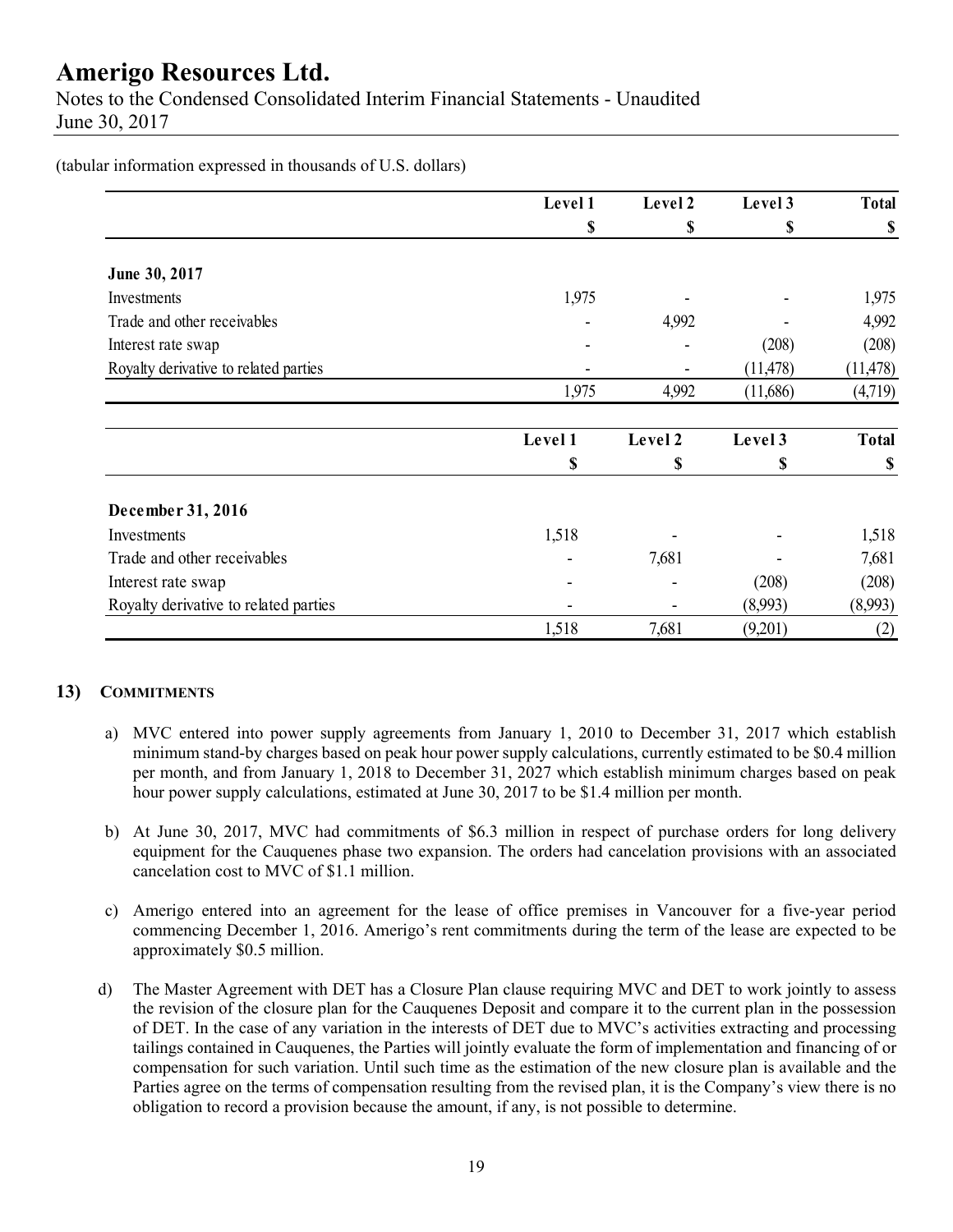(tabular information expressed in thousands of U.S. dollars)

| | Level 1 | Level 2 | Level 3 | Total |
|---|---|---|---|---|
| | $ | $ | $ | $ |
| **June 30, 2017** | | | | |
| Investments | 1,975 | - | - | 1,975 |
| Trade and other receivables | - | 4,992 | - | 4,992 |
| Interest rate swap | - | - | (208) | (208) |
| Royalty derivative to related parties | - | - | (11,478) | (11,478) |
| | 1,975 | 4,992 | (11,686) | (4,719) |

| | Level 1 | Level 2 | Level 3 | Total |
|---|---|---|---|---|
| | $ | $ | $ | $ |
| **December 31, 2016** | | | | |
| Investments | 1,518 | - | - | 1,518 |
| Trade and other receivables | - | 7,681 | - | 7,681 |
| Interest rate swap | - | - | (208) | (208) |
| Royalty derivative to related parties | - | - | (8,993) | (8,993) |
| | 1,518 | 7,681 | (9,201) | (2) |

## 13) COMMITMENTS

a) MVC entered into power supply agreements from January 1, 2010 to December 31, 2017 which establish minimum stand-by charges based on peak hour power supply calculations, currently estimated to be $0.4 million per month, and from January 1, 2018 to December 31, 2027 which establish minimum charges based on peak hour power supply calculations, estimated at June 30, 2017 to be $1.4 million per month.

b) At June 30, 2017, MVC had commitments of $6.3 million in respect of purchase orders for long delivery equipment for the Cauquenes phase two expansion. The orders had cancelation provisions with an associated cancelation cost to MVC of $1.1 million.

c) Amerigo entered into an agreement for the lease of office premises in Vancouver for a five-year period commencing December 1, 2016. Amerigo's rent commitments during the term of the lease are expected to be approximately $0.5 million.

d) The Master Agreement with DET has a Closure Plan clause requiring MVC and DET to work jointly to assess the revision of the closure plan for the Cauquenes Deposit and compare it to the current plan in the possession of DET. In the case of any variation in the interests of DET due to MVC's activities extracting and processing tailings contained in Cauquenes, the Parties will jointly evaluate the form of implementation and financing of or compensation for such variation. Until such time as the estimation of the new closure plan is available and the Parties agree on the terms of compensation resulting from the revised plan, it is the Company's view there is no obligation to record a provision because the amount, if any, is not possible to determine.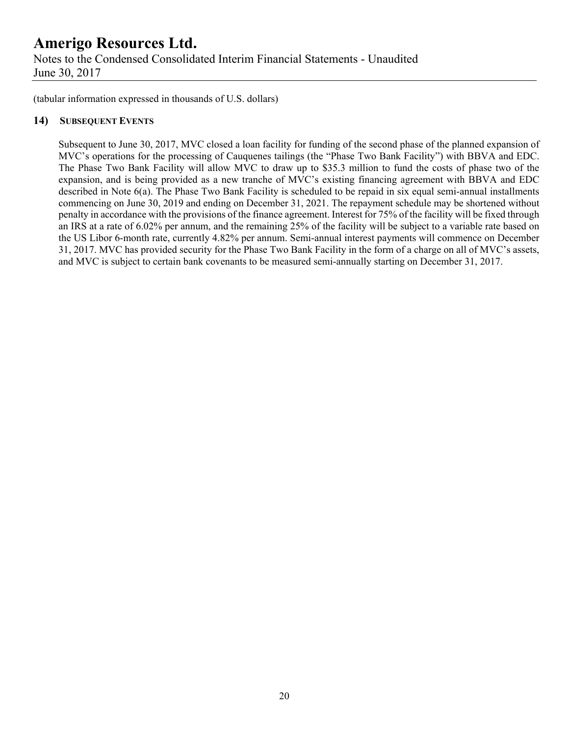(tabular information expressed in thousands of U.S. dollars)

## 14) SUBSEQUENT EVENTS

Subsequent to June 30, 2017, MVC closed a loan facility for funding of the second phase of the planned expansion of MVC's operations for the processing of Cauquenes tailings (the "Phase Two Bank Facility") with BBVA and EDC. The Phase Two Bank Facility will allow MVC to draw up to $35.3 million to fund the costs of phase two of the expansion, and is being provided as a new tranche of MVC's existing financing agreement with BBVA and EDC described in Note 6(a). The Phase Two Bank Facility is scheduled to be repaid in six equal semi-annual installments commencing on June 30, 2019 and ending on December 31, 2021. The repayment schedule may be shortened without penalty in accordance with the provisions of the finance agreement. Interest for 75% of the facility will be fixed through an IRS at a rate of 6.02% per annum, and the remaining 25% of the facility will be subject to a variable rate based on the US Libor 6-month rate, currently 4.82% per annum. Semi-annual interest payments will commence on December 31, 2017. MVC has provided security for the Phase Two Bank Facility in the form of a charge on all of MVC's assets, and MVC is subject to certain bank covenants to be measured semi-annually starting on December 31, 2017.